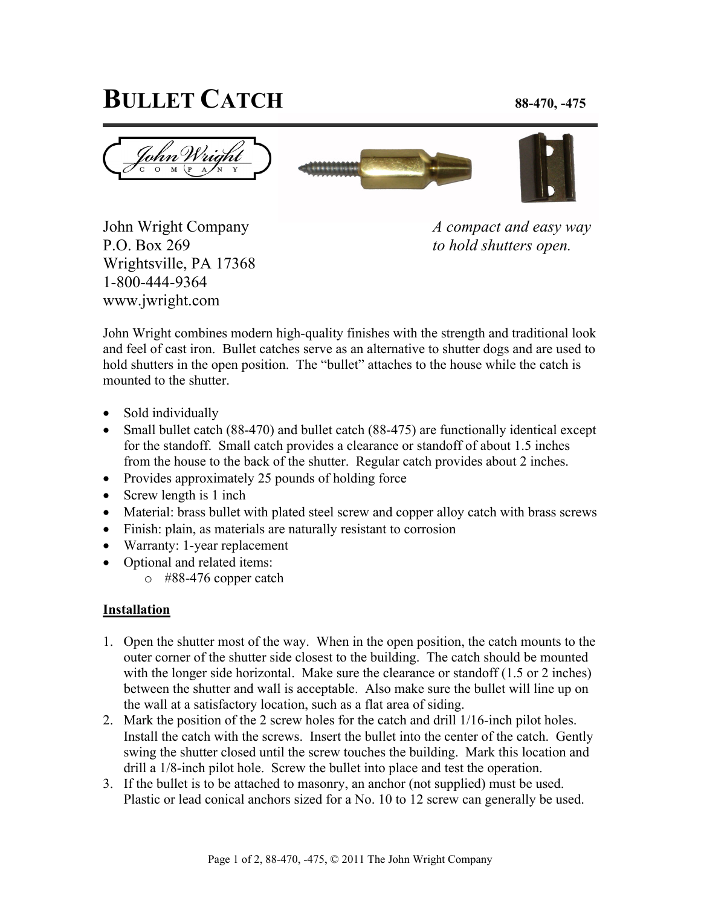# BULLET CATCH

**88-470, -475**

John Wright Company
P.O. Box 269
Wrightsville, PA 17368
1-800-444-9364
www.jwright.com

*A compact and easy way to hold shutters open.*

John Wright combines modern high-quality finishes with the strength and traditional look and feel of cast iron. Bullet catches serve as an alternative to shutter dogs and are used to hold shutters in the open position. The "bullet" attaches to the house while the catch is mounted to the shutter.

- Sold individually
- Small bullet catch (88-470) and bullet catch (88-475) are functionally identical except for the standoff. Small catch provides a clearance or standoff of about 1.5 inches from the house to the back of the shutter. Regular catch provides about 2 inches.
- Provides approximately 25 pounds of holding force
- Screw length is 1 inch
- Material: brass bullet with plated steel screw and copper alloy catch with brass screws
- Finish: plain, as materials are naturally resistant to corrosion
- Warranty: 1-year replacement
- Optional and related items:
  - #88-476 copper catch

## Installation

1. Open the shutter most of the way. When in the open position, the catch mounts to the outer corner of the shutter side closest to the building. The catch should be mounted with the longer side horizontal. Make sure the clearance or standoff (1.5 or 2 inches) between the shutter and wall is acceptable. Also make sure the bullet will line up on the wall at a satisfactory location, such as a flat area of siding.
2. Mark the position of the 2 screw holes for the catch and drill 1/16-inch pilot holes. Install the catch with the screws. Insert the bullet into the center of the catch. Gently swing the shutter closed until the screw touches the building. Mark this location and drill a 1/8-inch pilot hole. Screw the bullet into place and test the operation.
3. If the bullet is to be attached to masonry, an anchor (not supplied) must be used. Plastic or lead conical anchors sized for a No. 10 to 12 screw can generally be used.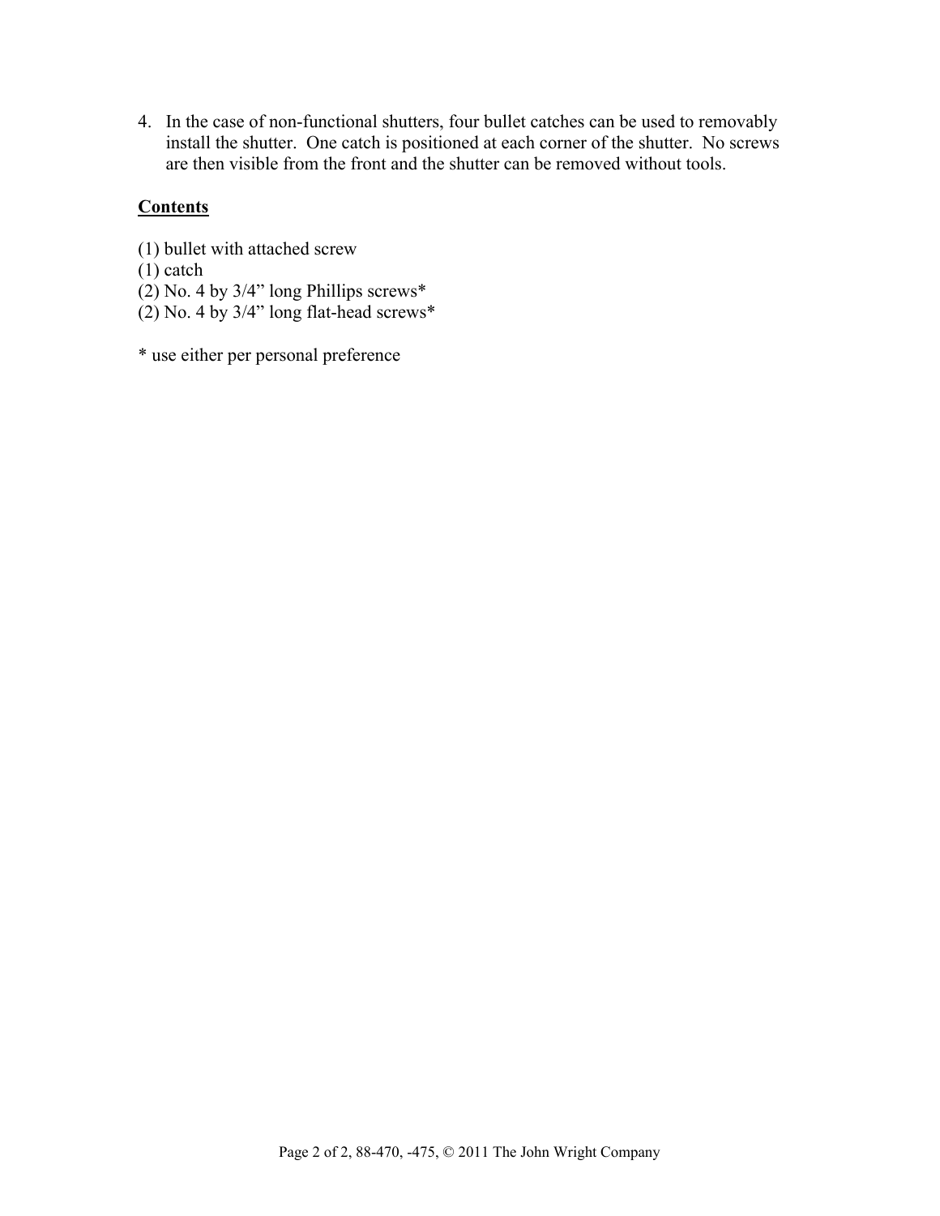4. In the case of non-functional shutters, four bullet catches can be used to removably install the shutter. One catch is positioned at each corner of the shutter. No screws are then visible from the front and the shutter can be removed without tools.

**Contents**

(1) bullet with attached screw
(1) catch
(2) No. 4 by 3/4" long Phillips screws*
(2) No. 4 by 3/4" long flat-head screws*

* use either per personal preference